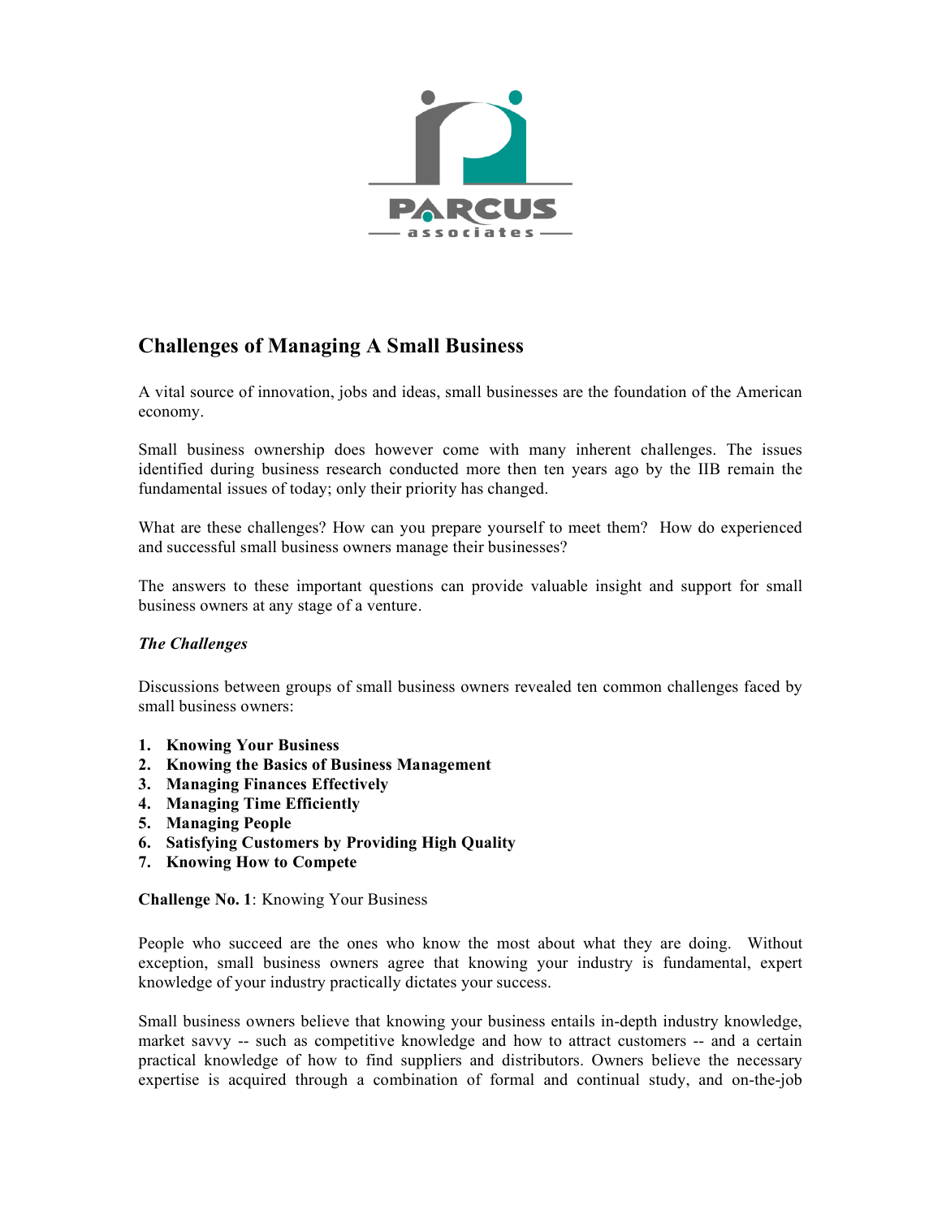# Challenges of Managing A Small Business

A vital source of innovation, jobs and ideas, small businesses are the foundation of the American economy.

Small business ownership does however come with many inherent challenges. The issues identified during business research conducted more then ten years ago by the IIB remain the fundamental issues of today; only their priority has changed.

What are these challenges? How can you prepare yourself to meet them? How do experienced and successful small business owners manage their businesses?

The answers to these important questions can provide valuable insight and support for small business owners at any stage of a venture.

***The Challenges***

Discussions between groups of small business owners revealed ten common challenges faced by small business owners:

1. **Knowing Your Business**
2. **Knowing the Basics of Business Management**
3. **Managing Finances Effectively**
4. **Managing Time Efficiently**
5. **Managing People**
6. **Satisfying Customers by Providing High Quality**
7. **Knowing How to Compete**

**Challenge No. 1**: Knowing Your Business

People who succeed are the ones who know the most about what they are doing. Without exception, small business owners agree that knowing your industry is fundamental, expert knowledge of your industry practically dictates your success.

Small business owners believe that knowing your business entails in-depth industry knowledge, market savvy -- such as competitive knowledge and how to attract customers -- and a certain practical knowledge of how to find suppliers and distributors. Owners believe the necessary expertise is acquired through a combination of formal and continual study, and on-the-job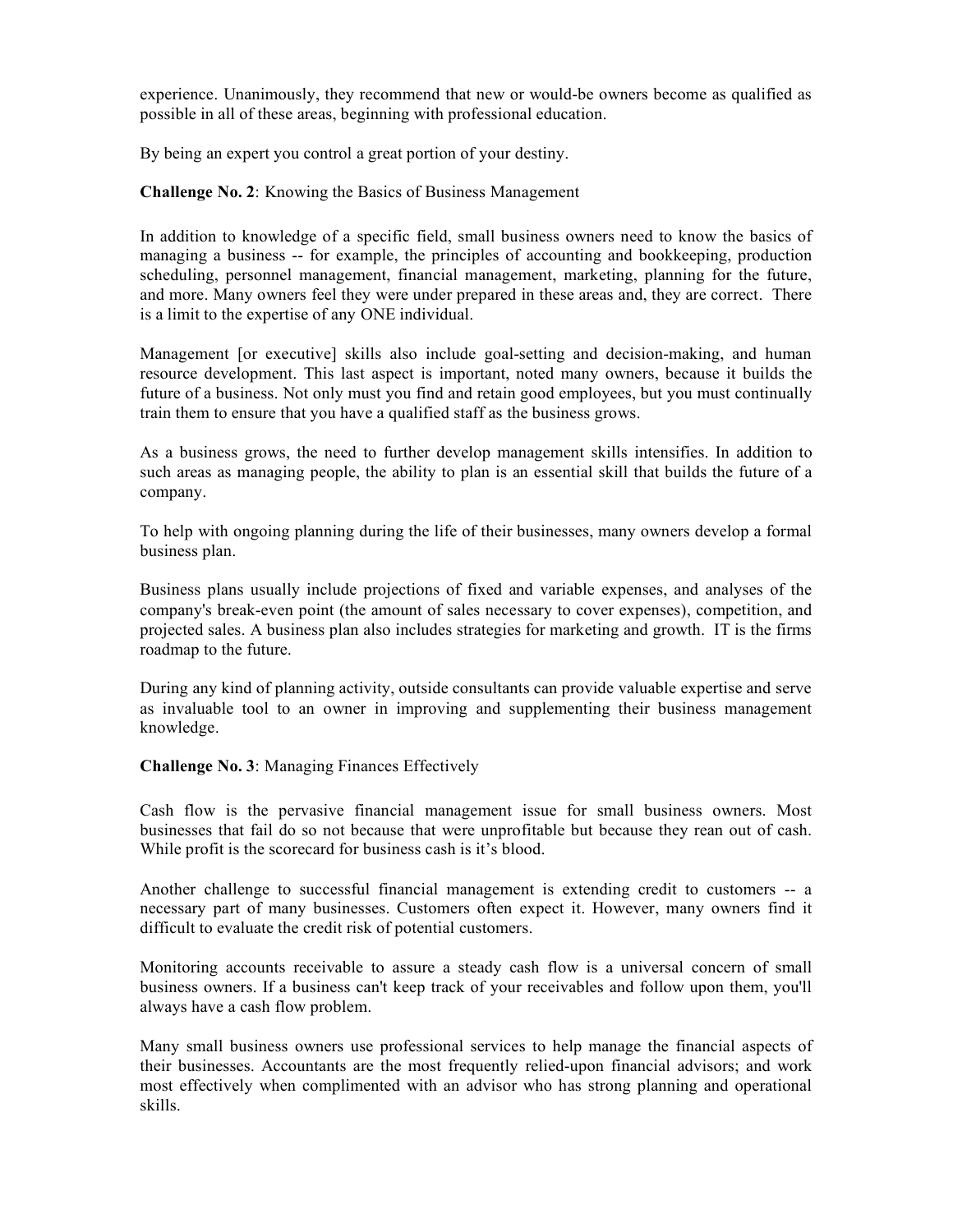experience. Unanimously, they recommend that new or would-be owners become as qualified as possible in all of these areas, beginning with professional education.

By being an expert you control a great portion of your destiny.

**Challenge No. 2**: Knowing the Basics of Business Management

In addition to knowledge of a specific field, small business owners need to know the basics of managing a business -- for example, the principles of accounting and bookkeeping, production scheduling, personnel management, financial management, marketing, planning for the future, and more. Many owners feel they were under prepared in these areas and, they are correct. There is a limit to the expertise of any ONE individual.

Management [or executive] skills also include goal-setting and decision-making, and human resource development. This last aspect is important, noted many owners, because it builds the future of a business. Not only must you find and retain good employees, but you must continually train them to ensure that you have a qualified staff as the business grows.

As a business grows, the need to further develop management skills intensifies. In addition to such areas as managing people, the ability to plan is an essential skill that builds the future of a company.

To help with ongoing planning during the life of their businesses, many owners develop a formal business plan.

Business plans usually include projections of fixed and variable expenses, and analyses of the company's break-even point (the amount of sales necessary to cover expenses), competition, and projected sales. A business plan also includes strategies for marketing and growth. IT is the firms roadmap to the future.

During any kind of planning activity, outside consultants can provide valuable expertise and serve as invaluable tool to an owner in improving and supplementing their business management knowledge.

**Challenge No. 3**: Managing Finances Effectively

Cash flow is the pervasive financial management issue for small business owners. Most businesses that fail do so not because that were unprofitable but because they rean out of cash. While profit is the scorecard for business cash is it's blood.

Another challenge to successful financial management is extending credit to customers -- a necessary part of many businesses. Customers often expect it. However, many owners find it difficult to evaluate the credit risk of potential customers.

Monitoring accounts receivable to assure a steady cash flow is a universal concern of small business owners. If a business can't keep track of your receivables and follow upon them, you'll always have a cash flow problem.

Many small business owners use professional services to help manage the financial aspects of their businesses. Accountants are the most frequently relied-upon financial advisors; and work most effectively when complimented with an advisor who has strong planning and operational skills.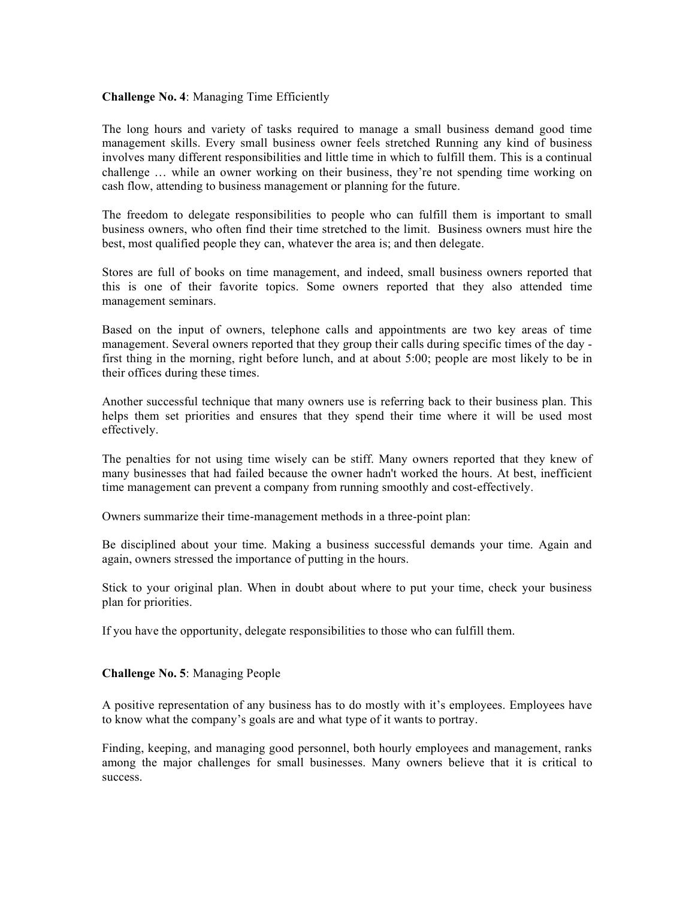**Challenge No. 4**: Managing Time Efficiently

The long hours and variety of tasks required to manage a small business demand good time management skills. Every small business owner feels stretched Running any kind of business involves many different responsibilities and little time in which to fulfill them. This is a continual challenge … while an owner working on their business, they're not spending time working on cash flow, attending to business management or planning for the future.

The freedom to delegate responsibilities to people who can fulfill them is important to small business owners, who often find their time stretched to the limit. Business owners must hire the best, most qualified people they can, whatever the area is; and then delegate.

Stores are full of books on time management, and indeed, small business owners reported that this is one of their favorite topics. Some owners reported that they also attended time management seminars.

Based on the input of owners, telephone calls and appointments are two key areas of time management. Several owners reported that they group their calls during specific times of the day - first thing in the morning, right before lunch, and at about 5:00; people are most likely to be in their offices during these times.

Another successful technique that many owners use is referring back to their business plan. This helps them set priorities and ensures that they spend their time where it will be used most effectively.

The penalties for not using time wisely can be stiff. Many owners reported that they knew of many businesses that had failed because the owner hadn't worked the hours. At best, inefficient time management can prevent a company from running smoothly and cost-effectively.

Owners summarize their time-management methods in a three-point plan:

Be disciplined about your time. Making a business successful demands your time. Again and again, owners stressed the importance of putting in the hours.

Stick to your original plan. When in doubt about where to put your time, check your business plan for priorities.

If you have the opportunity, delegate responsibilities to those who can fulfill them.

**Challenge No. 5**: Managing People

A positive representation of any business has to do mostly with it's employees. Employees have to know what the company's goals are and what type of it wants to portray.

Finding, keeping, and managing good personnel, both hourly employees and management, ranks among the major challenges for small businesses. Many owners believe that it is critical to success.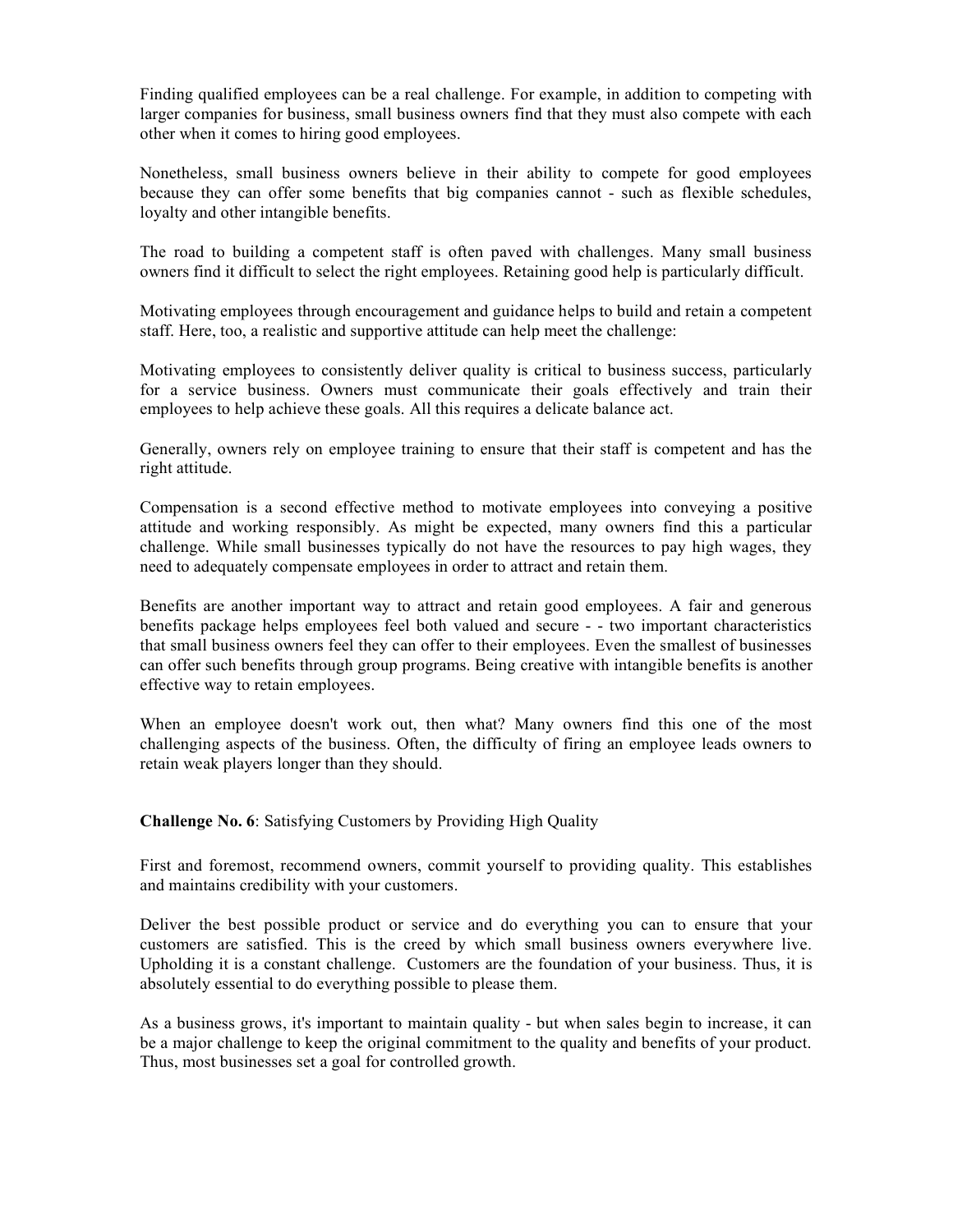Finding qualified employees can be a real challenge. For example, in addition to competing with larger companies for business, small business owners find that they must also compete with each other when it comes to hiring good employees.

Nonetheless, small business owners believe in their ability to compete for good employees because they can offer some benefits that big companies cannot - such as flexible schedules, loyalty and other intangible benefits.

The road to building a competent staff is often paved with challenges. Many small business owners find it difficult to select the right employees. Retaining good help is particularly difficult.

Motivating employees through encouragement and guidance helps to build and retain a competent staff. Here, too, a realistic and supportive attitude can help meet the challenge:

Motivating employees to consistently deliver quality is critical to business success, particularly for a service business. Owners must communicate their goals effectively and train their employees to help achieve these goals. All this requires a delicate balance act.

Generally, owners rely on employee training to ensure that their staff is competent and has the right attitude.

Compensation is a second effective method to motivate employees into conveying a positive attitude and working responsibly. As might be expected, many owners find this a particular challenge. While small businesses typically do not have the resources to pay high wages, they need to adequately compensate employees in order to attract and retain them.

Benefits are another important way to attract and retain good employees. A fair and generous benefits package helps employees feel both valued and secure - - two important characteristics that small business owners feel they can offer to their employees. Even the smallest of businesses can offer such benefits through group programs. Being creative with intangible benefits is another effective way to retain employees.

When an employee doesn't work out, then what? Many owners find this one of the most challenging aspects of the business. Often, the difficulty of firing an employee leads owners to retain weak players longer than they should.

**Challenge No. 6**: Satisfying Customers by Providing High Quality

First and foremost, recommend owners, commit yourself to providing quality. This establishes and maintains credibility with your customers.

Deliver the best possible product or service and do everything you can to ensure that your customers are satisfied. This is the creed by which small business owners everywhere live. Upholding it is a constant challenge. Customers are the foundation of your business. Thus, it is absolutely essential to do everything possible to please them.

As a business grows, it's important to maintain quality - but when sales begin to increase, it can be a major challenge to keep the original commitment to the quality and benefits of your product. Thus, most businesses set a goal for controlled growth.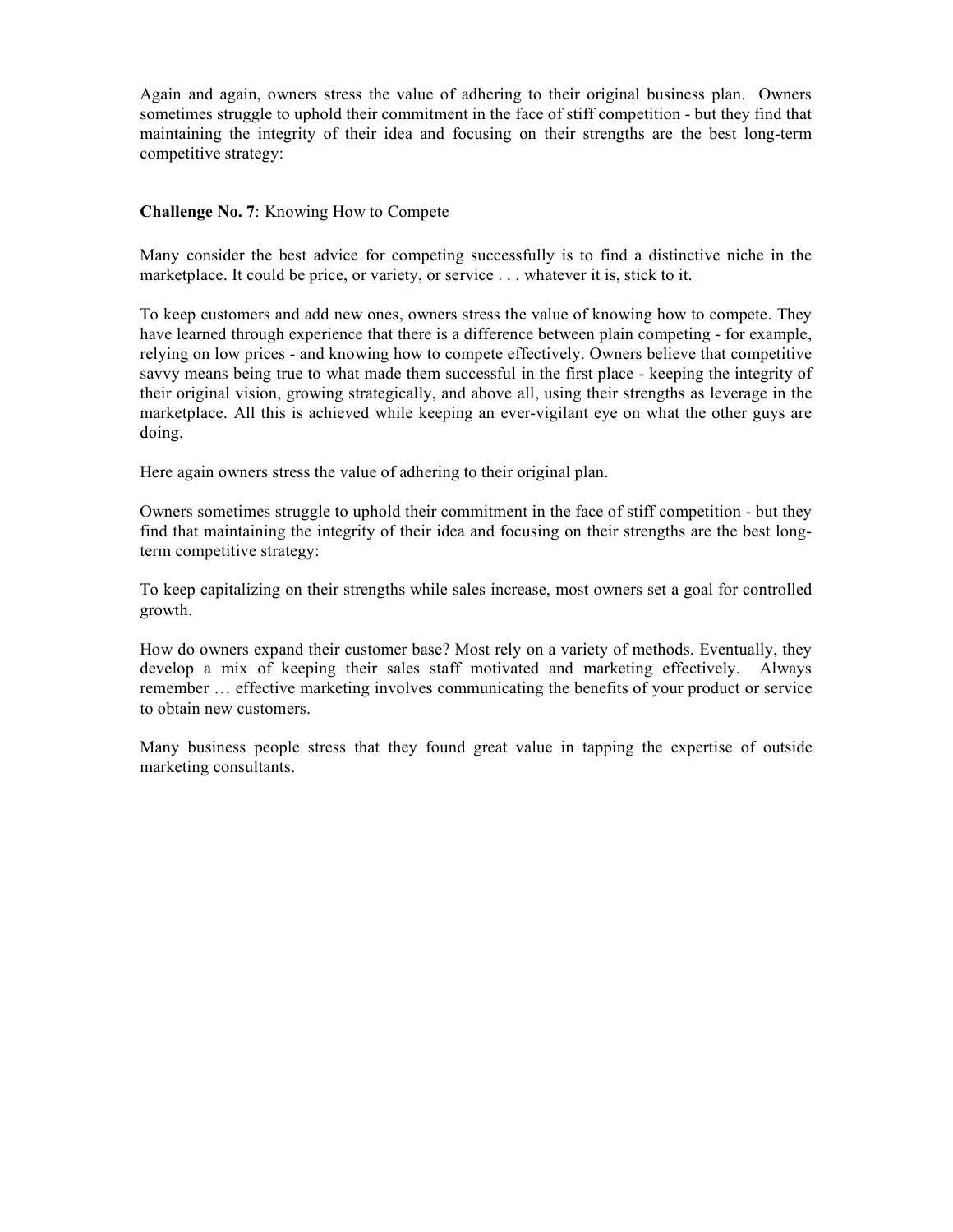Again and again, owners stress the value of adhering to their original business plan. Owners sometimes struggle to uphold their commitment in the face of stiff competition - but they find that maintaining the integrity of their idea and focusing on their strengths are the best long-term competitive strategy:

**Challenge No. 7**: Knowing How to Compete

Many consider the best advice for competing successfully is to find a distinctive niche in the marketplace. It could be price, or variety, or service . . . whatever it is, stick to it.

To keep customers and add new ones, owners stress the value of knowing how to compete. They have learned through experience that there is a difference between plain competing - for example, relying on low prices - and knowing how to compete effectively. Owners believe that competitive savvy means being true to what made them successful in the first place - keeping the integrity of their original vision, growing strategically, and above all, using their strengths as leverage in the marketplace. All this is achieved while keeping an ever-vigilant eye on what the other guys are doing.

Here again owners stress the value of adhering to their original plan.

Owners sometimes struggle to uphold their commitment in the face of stiff competition - but they find that maintaining the integrity of their idea and focusing on their strengths are the best long-term competitive strategy:

To keep capitalizing on their strengths while sales increase, most owners set a goal for controlled growth.

How do owners expand their customer base? Most rely on a variety of methods. Eventually, they develop a mix of keeping their sales staff motivated and marketing effectively. Always remember … effective marketing involves communicating the benefits of your product or service to obtain new customers.

Many business people stress that they found great value in tapping the expertise of outside marketing consultants.